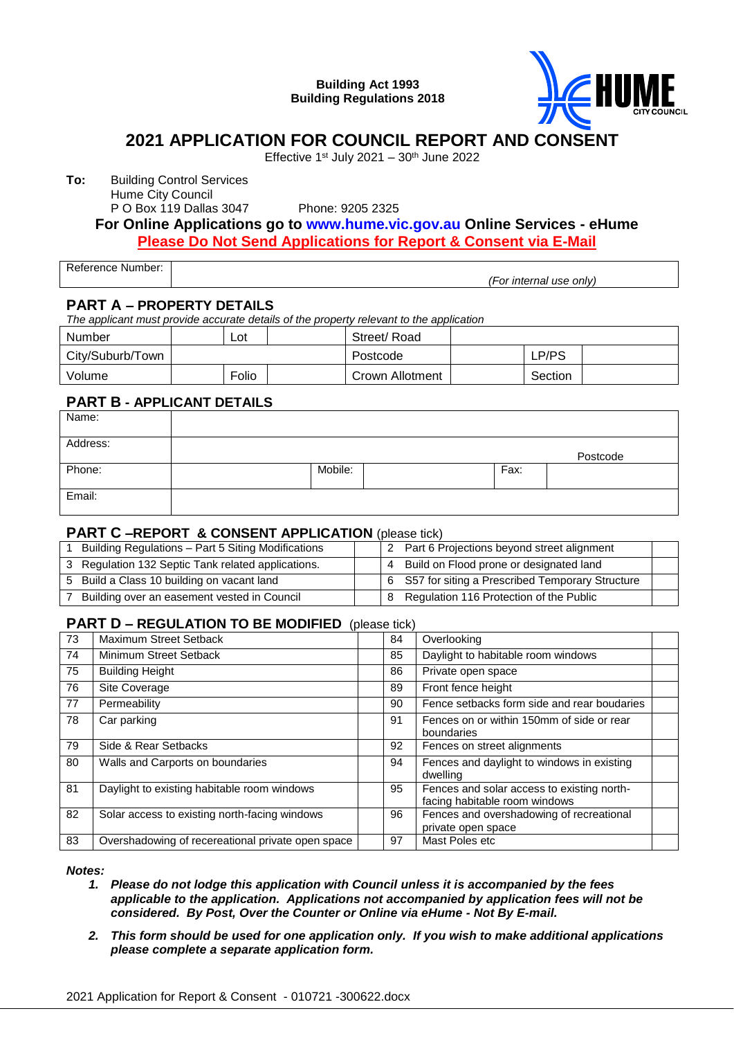**Building Act 1993**
**Building Regulations 2018**

# 2021 APPLICATION FOR COUNCIL REPORT AND CONSENT

Effective 1st July 2021 – 30th June 2022

**To:** Building Control Services
Hume City Council
P O Box 119 Dallas 3047 Phone: 9205 2325

**For Online Applications go to www.hume.vic.gov.au Online Services - eHume**

**Please Do Not Send Applications for Report & Consent via E-Mail**

| Reference Number: | *(For internal use only)* |
|---|---|

## PART A – PROPERTY DETAILS

*The applicant must provide accurate details of the property relevant to the application*

| Number | | Lot | | Street/ Road | | | |
|---|---|---|---|---|---|---|---|
| City/Suburb/Town | | | | Postcode | | LP/PS | |
| Volume | | Folio | | Crown Allotment | | Section | |

## PART B - APPLICANT DETAILS

| Name: | | | | | |
|---|---|---|---|---|---|
| Address: | | | | Postcode | |
| Phone: | | Mobile: | | Fax: | |
| Email: | | | | | |

## PART C –REPORT & CONSENT APPLICATION (please tick)

| | | | |
|---|---|---|---|
| 1 Building Regulations – Part 5 Siting Modifications | | 2 Part 6 Projections beyond street alignment | |
| 3 Regulation 132 Septic Tank related applications. | | 4 Build on Flood prone or designated land | |
| 5 Build a Class 10 building on vacant land | | 6 S57 for siting a Prescribed Temporary Structure | |
| 7 Building over an easement vested in Council | | 8 Regulation 116 Protection of the Public | |

## PART D – REGULATION TO BE MODIFIED (please tick)

| | | | | | |
|---|---|---|---|---|---|
| 73 | Maximum Street Setback | | 84 | Overlooking | |
| 74 | Minimum Street Setback | | 85 | Daylight to habitable room windows | |
| 75 | Building Height | | 86 | Private open space | |
| 76 | Site Coverage | | 89 | Front fence height | |
| 77 | Permeability | | 90 | Fence setbacks form side and rear boudaries | |
| 78 | Car parking | | 91 | Fences on or within 150mm of side or rear boundaries | |
| 79 | Side & Rear Setbacks | | 92 | Fences on street alignments | |
| 80 | Walls and Carports on boundaries | | 94 | Fences and daylight to windows in existing dwelling | |
| 81 | Daylight to existing habitable room windows | | 95 | Fences and solar access to existing north-facing habitable room windows | |
| 82 | Solar access to existing north-facing windows | | 96 | Fences and overshadowing of recreational private open space | |
| 83 | Overshadowing of recereational private open space | | 97 | Mast Poles etc | |

***Notes:***

1. ***Please do not lodge this application with Council unless it is accompanied by the fees applicable to the application. Applications not accompanied by application fees will not be considered. By Post, Over the Counter or Online via eHume - Not By E-mail.***

2. ***This form should be used for one application only. If you wish to make additional applications please complete a separate application form.***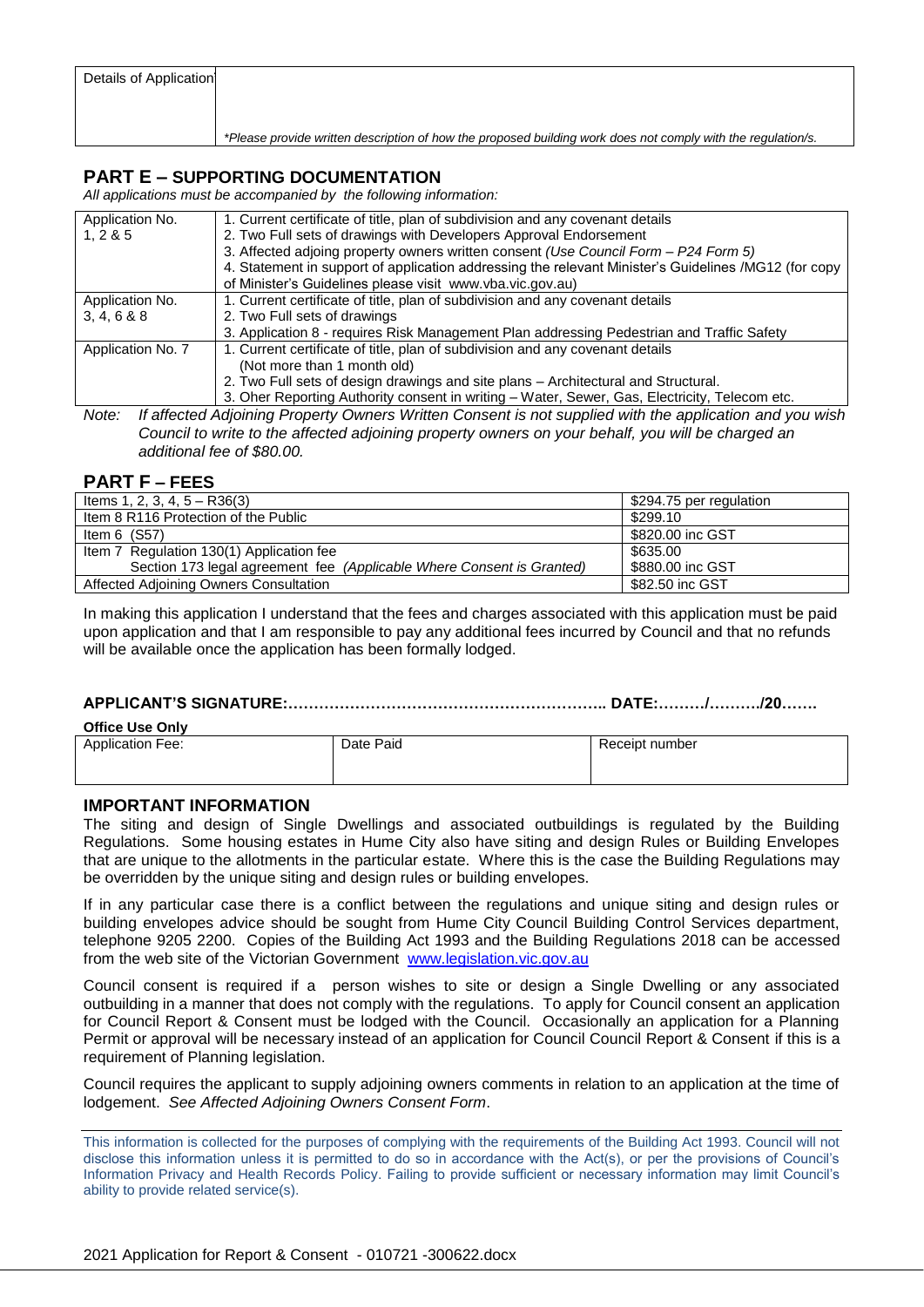| Details of Application | *Please provide written description of how the proposed building work does not comply with the regulation/s.* |
|---|---|

## PART E – SUPPORTING DOCUMENTATION

*All applications must be accompanied by the following information:*

| Application No. | Requirements |
|---|---|
| Application No. 1, 2 & 5 | 1. Current certificate of title, plan of subdivision and any covenant details<br>2. Two Full sets of drawings with Developers Approval Endorsement<br>3. Affected adjoining property owners written consent *(Use Council Form – P24 Form 5)*<br>4. Statement in support of application addressing the relevant Minister's Guidelines /MG12 (for copy of Minister's Guidelines please visit www.vba.vic.gov.au) |
| Application No. 3, 4, 6 & 8 | 1. Current certificate of title, plan of subdivision and any covenant details<br>2. Two Full sets of drawings<br>3. Application 8 - requires Risk Management Plan addressing Pedestrian and Traffic Safety |
| Application No. 7 | 1. Current certificate of title, plan of subdivision and any covenant details (Not more than 1 month old)<br>2. Two Full sets of design drawings and site plans – Architectural and Structural.<br>3. Oher Reporting Authority consent in writing – Water, Sewer, Gas, Electricity, Telecom etc. |

*Note: If affected Adjoining Property Owners Written Consent is not supplied with the application and you wish Council to write to the affected adjoining property owners on your behalf, you will be charged an additional fee of $80.00.*

## PART F – FEES

| Item | Fee |
|---|---|
| Items 1, 2, 3, 4, 5 – R36(3) | $294.75 per regulation |
| Item 8 R116 Protection of the Public | $299.10 |
| Item 6 (S57) | $820.00 inc GST |
| Item 7 Regulation 130(1) Application fee | $635.00 |
| Section 173 legal agreement fee *(Applicable Where Consent is Granted)* | $880.00 inc GST |
| Affected Adjoining Owners Consultation | $82.50 inc GST |

In making this application I understand that the fees and charges associated with this application must be paid upon application and that I am responsible to pay any additional fees incurred by Council and that no refunds will be available once the application has been formally lodged.

**APPLICANT'S SIGNATURE:…………………………………………………….. DATE:………/………./20…….**

**Office Use Only**

| Application Fee: | Date Paid | Receipt number |
|---|---|---|
| | | |

## IMPORTANT INFORMATION

The siting and design of Single Dwellings and associated outbuildings is regulated by the Building Regulations. Some housing estates in Hume City also have siting and design Rules or Building Envelopes that are unique to the allotments in the particular estate. Where this is the case the Building Regulations may be overridden by the unique siting and design rules or building envelopes.

If in any particular case there is a conflict between the regulations and unique siting and design rules or building envelopes advice should be sought from Hume City Council Building Control Services department, telephone 9205 2200. Copies of the Building Act 1993 and the Building Regulations 2018 can be accessed from the web site of the Victorian Government www.legislation.vic.gov.au

Council consent is required if a person wishes to site or design a Single Dwelling or any associated outbuilding in a manner that does not comply with the regulations. To apply for Council consent an application for Council Report & Consent must be lodged with the Council. Occasionally an application for a Planning Permit or approval will be necessary instead of an application for Council Council Report & Consent if this is a requirement of Planning legislation.

Council requires the applicant to supply adjoining owners comments in relation to an application at the time of lodgement. *See Affected Adjoining Owners Consent Form*.

This information is collected for the purposes of complying with the requirements of the Building Act 1993. Council will not disclose this information unless it is permitted to do so in accordance with the Act(s), or per the provisions of Council's Information Privacy and Health Records Policy. Failing to provide sufficient or necessary information may limit Council's ability to provide related service(s).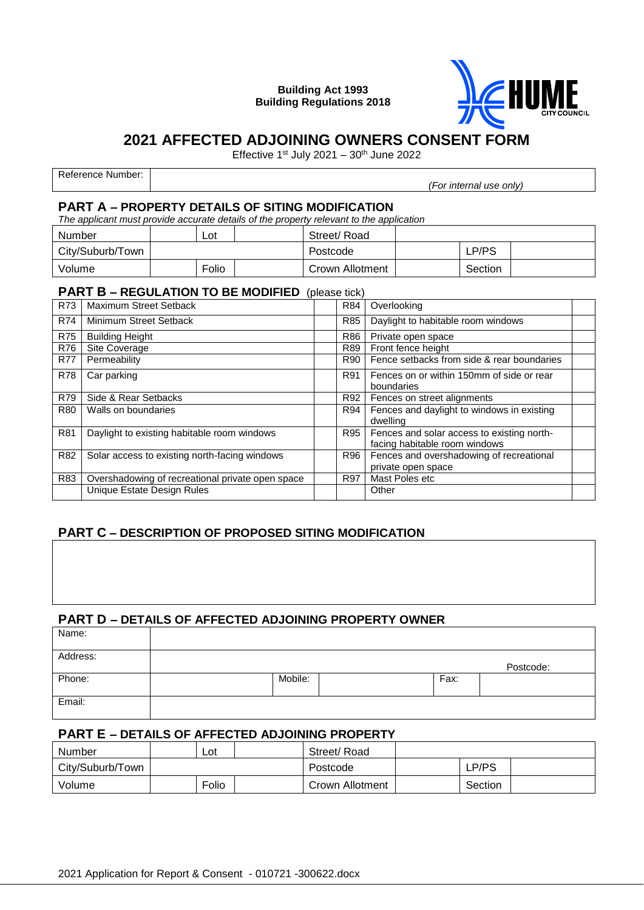**Building Act 1993**
**Building Regulations 2018**

# 2021 AFFECTED ADJOINING OWNERS CONSENT FORM

Effective 1st July 2021 – 30th June 2022

| Reference Number: | *(For internal use only)* |
|---|---|

## PART A – PROPERTY DETAILS OF SITING MODIFICATION

*The applicant must provide accurate details of the property relevant to the application*

| Number | | Lot | | Street/ Road | | | |
|---|---|---|---|---|---|---|---|
| City/Suburb/Town | | | | Postcode | | LP/PS | |
| Volume | | Folio | | Crown Allotment | | Section | |

## PART B – REGULATION TO BE MODIFIED (please tick)

| | | | | | |
|---|---|---|---|---|---|
| R73 | Maximum Street Setback | | R84 | Overlooking | |
| R74 | Minimum Street Setback | | R85 | Daylight to habitable room windows | |
| R75 | Building Height | | R86 | Private open space | |
| R76 | Site Coverage | | R89 | Front fence height | |
| R77 | Permeability | | R90 | Fence setbacks from side & rear boundaries | |
| R78 | Car parking | | R91 | Fences on or within 150mm of side or rear boundaries | |
| R79 | Side & Rear Setbacks | | R92 | Fences on street alignments | |
| R80 | Walls on boundaries | | R94 | Fences and daylight to windows in existing dwelling | |
| R81 | Daylight to existing habitable room windows | | R95 | Fences and solar access to existing north-facing habitable room windows | |
| R82 | Solar access to existing north-facing windows | | R96 | Fences and overshadowing of recreational private open space | |
| R83 | Overshadowing of recreational private open space | | R97 | Mast Poles etc | |
| | Unique Estate Design Rules | | | Other | |

## PART C – DESCRIPTION OF PROPOSED SITING MODIFICATION

## PART D – DETAILS OF AFFECTED ADJOINING PROPERTY OWNER

| Name: | | | | | |
|---|---|---|---|---|---|
| Address: | | | | Postcode: | |
| Phone: | | Mobile: | | Fax: | |
| Email: | | | | | |

## PART E – DETAILS OF AFFECTED ADJOINING PROPERTY

| Number | | Lot | | Street/ Road | | | |
|---|---|---|---|---|---|---|---|
| City/Suburb/Town | | | | Postcode | | LP/PS | |
| Volume | | Folio | | Crown Allotment | | Section | |

2021 Application for Report & Consent - 010721 -300622.docx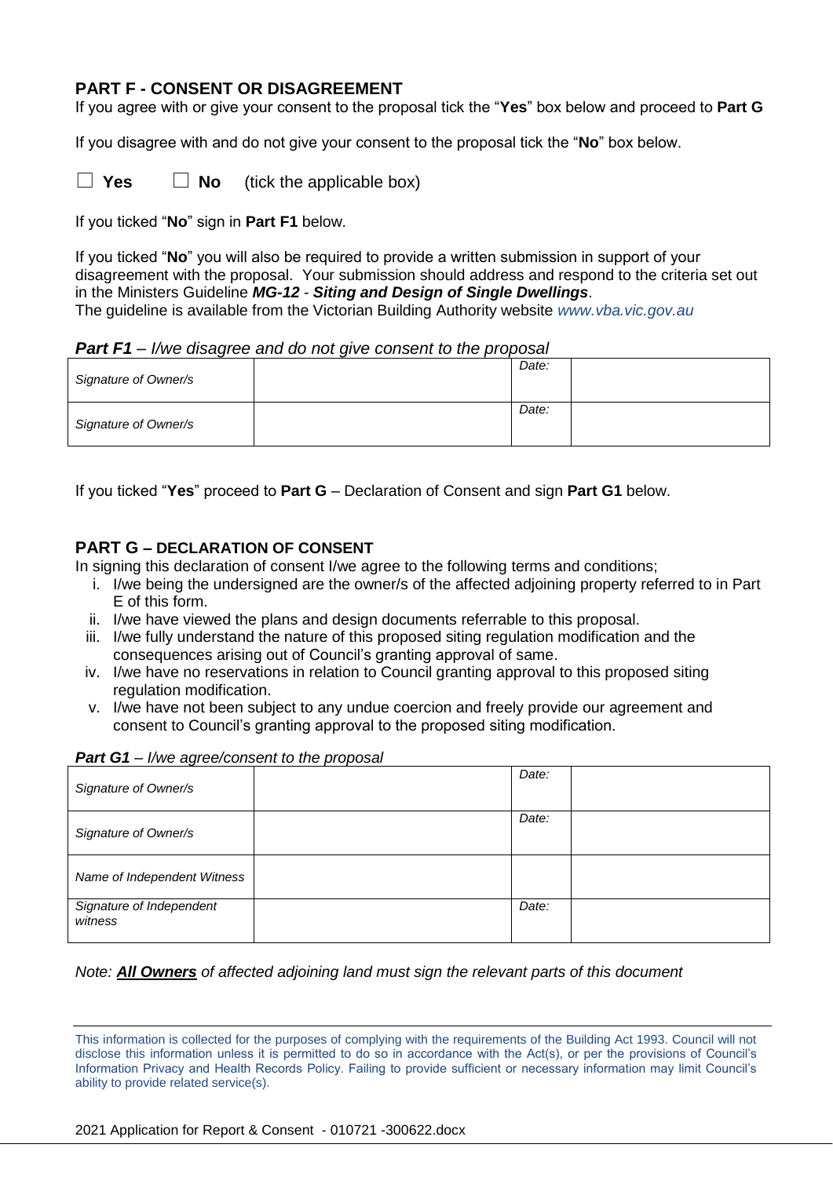## PART F - CONSENT OR DISAGREEMENT

If you agree with or give your consent to the proposal tick the "**Yes**" box below and proceed to **Part G**

If you disagree with and do not give your consent to the proposal tick the "**No**" box below.

☐ **Yes** ☐ **No** (tick the applicable box)

If you ticked "**No**" sign in **Part F1** below.

If you ticked "**No**" you will also be required to provide a written submission in support of your disagreement with the proposal. Your submission should address and respond to the criteria set out in the Ministers Guideline ***MG-12*** - ***Siting and Design of Single Dwellings***.
The guideline is available from the Victorian Building Authority website *www.vba.vic.gov.au*

***Part F1*** *– I/we disagree and do not give consent to the proposal*

| | | | |
|---|---|---|---|
| *Signature of Owner/s* | | *Date:* | |
| *Signature of Owner/s* | | *Date:* | |

If you ticked "**Yes**" proceed to **Part G** – Declaration of Consent and sign **Part G1** below.

## PART G – DECLARATION OF CONSENT

In signing this declaration of consent I/we agree to the following terms and conditions;

i. I/we being the undersigned are the owner/s of the affected adjoining property referred to in Part E of this form.
ii. I/we have viewed the plans and design documents referrable to this proposal.
iii. I/we fully understand the nature of this proposed siting regulation modification and the consequences arising out of Council's granting approval of same.
iv. I/we have no reservations in relation to Council granting approval to this proposed siting regulation modification.
v. I/we have not been subject to any undue coercion and freely provide our agreement and consent to Council's granting approval to the proposed siting modification.

***Part G1*** *– I/we agree/consent to the proposal*

| | | | |
|---|---|---|---|
| *Signature of Owner/s* | | *Date:* | |
| *Signature of Owner/s* | | *Date:* | |
| *Name of Independent Witness* | | | |
| *Signature of Independent witness* | | *Date:* | |

*Note:* ***All Owners*** *of affected adjoining land must sign the relevant parts of this document*

This information is collected for the purposes of complying with the requirements of the Building Act 1993. Council will not disclose this information unless it is permitted to do so in accordance with the Act(s), or per the provisions of Council's Information Privacy and Health Records Policy. Failing to provide sufficient or necessary information may limit Council's ability to provide related service(s).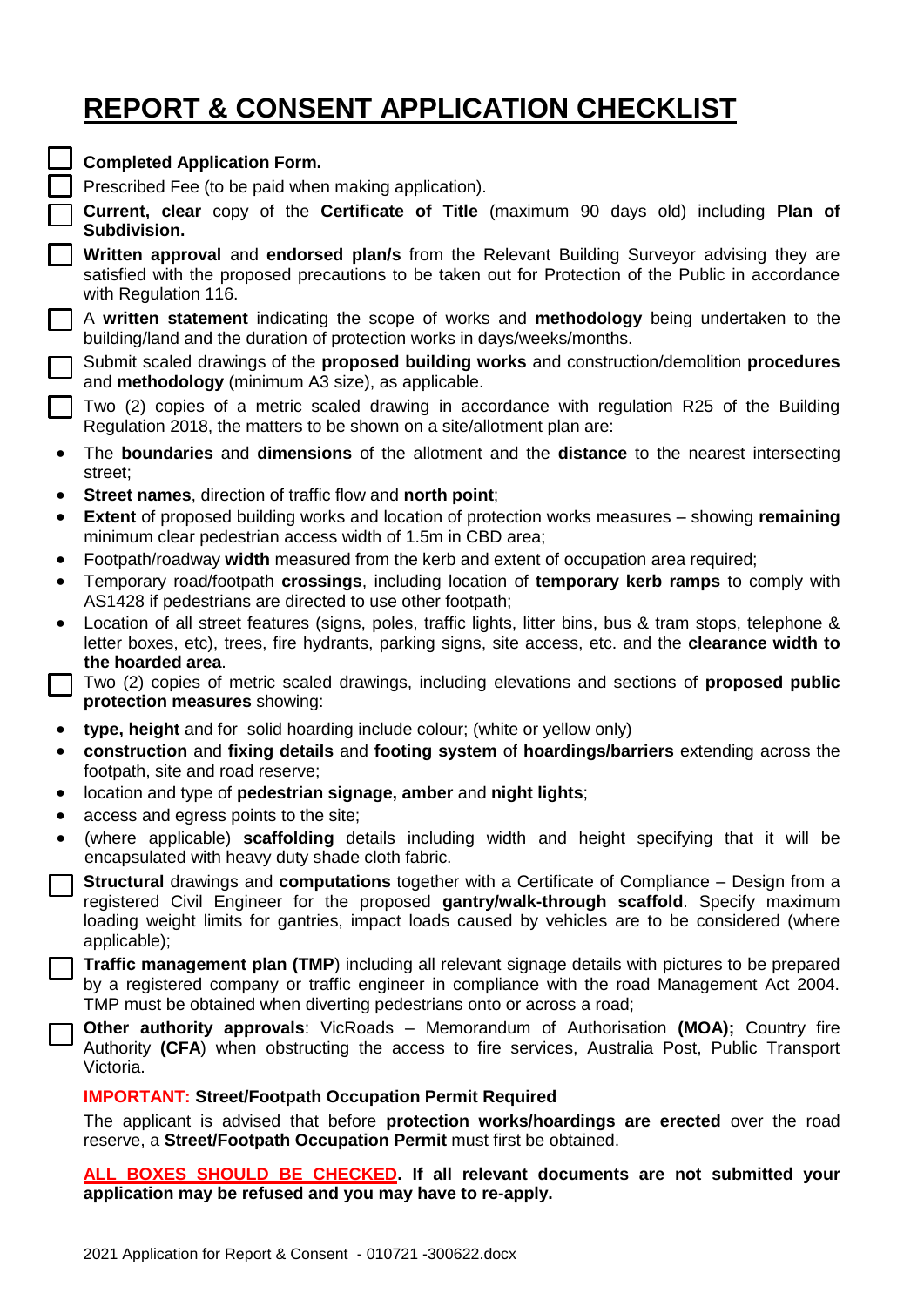# REPORT & CONSENT APPLICATION CHECKLIST

- [ ] **Completed Application Form.**
- [ ] Prescribed Fee (to be paid when making application).
- [ ] **Current, clear** copy of the **Certificate of Title** (maximum 90 days old) including **Plan of Subdivision.**
- [ ] **Written approval** and **endorsed plan/s** from the Relevant Building Surveyor advising they are satisfied with the proposed precautions to be taken out for Protection of the Public in accordance with Regulation 116.
- [ ] A **written statement** indicating the scope of works and **methodology** being undertaken to the building/land and the duration of protection works in days/weeks/months.
- [ ] Submit scaled drawings of the **proposed building works** and construction/demolition **procedures** and **methodology** (minimum A3 size), as applicable.
- [ ] Two (2) copies of a metric scaled drawing in accordance with regulation R25 of the Building Regulation 2018, the matters to be shown on a site/allotment plan are:

- The **boundaries** and **dimensions** of the allotment and the **distance** to the nearest intersecting street;
- **Street names**, direction of traffic flow and **north point**;
- **Extent** of proposed building works and location of protection works measures – showing **remaining** minimum clear pedestrian access width of 1.5m in CBD area;
- Footpath/roadway **width** measured from the kerb and extent of occupation area required;
- Temporary road/footpath **crossings**, including location of **temporary kerb ramps** to comply with AS1428 if pedestrians are directed to use other footpath;
- Location of all street features (signs, poles, traffic lights, litter bins, bus & tram stops, telephone & letter boxes, etc), trees, fire hydrants, parking signs, site access, etc. and the **clearance width to the hoarded area**.

- [ ] Two (2) copies of metric scaled drawings, including elevations and sections of **proposed public protection measures** showing:

- **type, height** and for solid hoarding include colour; (white or yellow only)
- **construction** and **fixing details** and **footing system** of **hoardings/barriers** extending across the footpath, site and road reserve;
- location and type of **pedestrian signage, amber** and **night lights**;
- access and egress points to the site;
- (where applicable) **scaffolding** details including width and height specifying that it will be encapsulated with heavy duty shade cloth fabric.

- [ ] **Structural** drawings and **computations** together with a Certificate of Compliance – Design from a registered Civil Engineer for the proposed **gantry/walk-through scaffold**. Specify maximum loading weight limits for gantries, impact loads caused by vehicles are to be considered (where applicable);
- [ ] **Traffic management plan (TMP**) including all relevant signage details with pictures to be prepared by a registered company or traffic engineer in compliance with the road Management Act 2004. TMP must be obtained when diverting pedestrians onto or across a road;
- [ ] **Other authority approvals**: VicRoads – Memorandum of Authorisation **(MOA);** Country fire Authority **(CFA**) when obstructing the access to fire services, Australia Post, Public Transport Victoria.

**IMPORTANT: Street/Footpath Occupation Permit Required**

The applicant is advised that before **protection works/hoardings are erected** over the road reserve, a **Street/Footpath Occupation Permit** must first be obtained.

**ALL BOXES SHOULD BE CHECKED. If all relevant documents are not submitted your application may be refused and you may have to re-apply.**

2021 Application for Report & Consent - 010721 -300622.docx